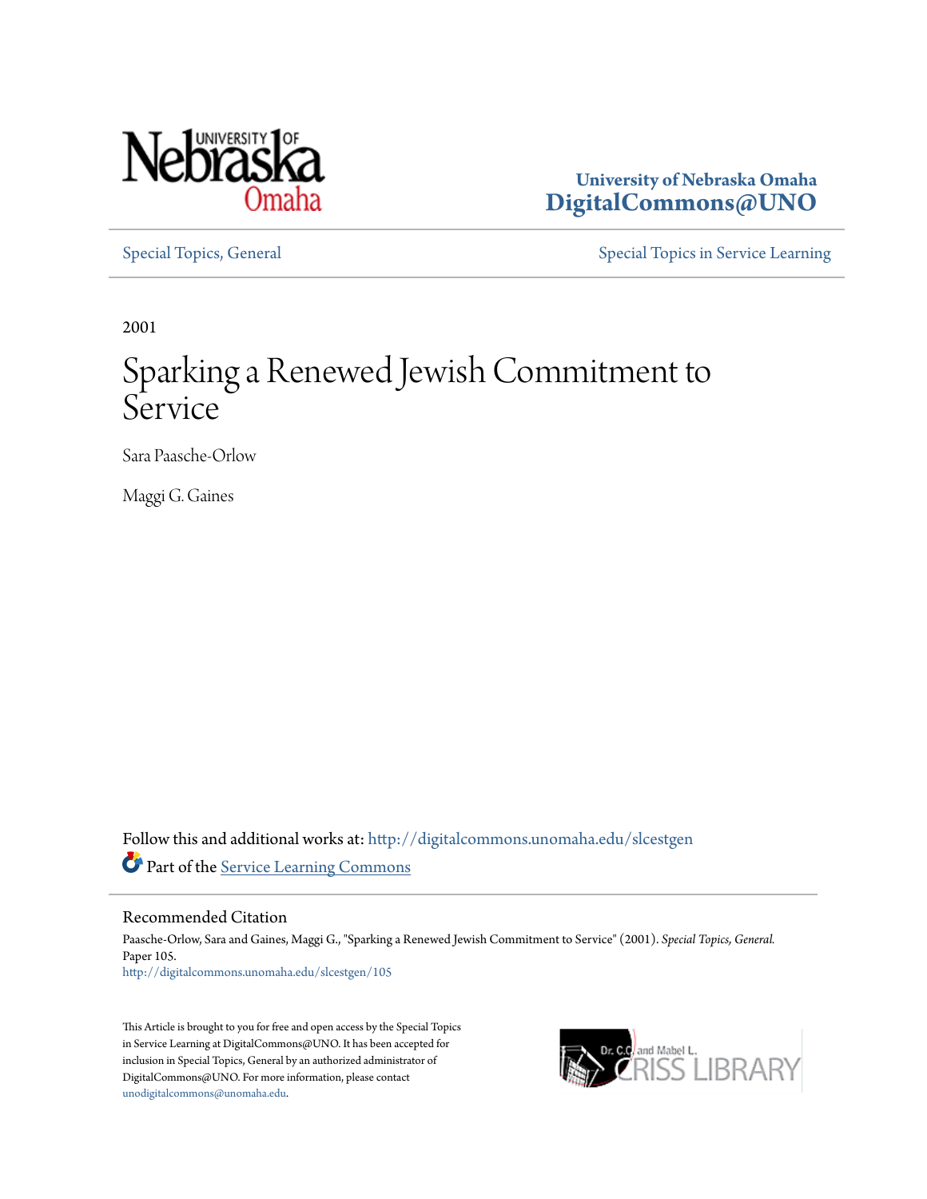University of Nebraska Omaha
**DigitalCommons@UNO**

Special Topics, General | Special Topics in Service Learning

2001

# Sparking a Renewed Jewish Commitment to Service

Sara Paasche-Orlow

Maggi G. Gaines

Follow this and additional works at: http://digitalcommons.unomaha.edu/slcestgen

Part of the Service Learning Commons

## Recommended Citation

Paasche-Orlow, Sara and Gaines, Maggi G., "Sparking a Renewed Jewish Commitment to Service" (2001). *Special Topics, General.* Paper 105.
http://digitalcommons.unomaha.edu/slcestgen/105

This Article is brought to you for free and open access by the Special Topics in Service Learning at DigitalCommons@UNO. It has been accepted for inclusion in Special Topics, General by an authorized administrator of DigitalCommons@UNO. For more information, please contact unodigitalcommons@unomaha.edu.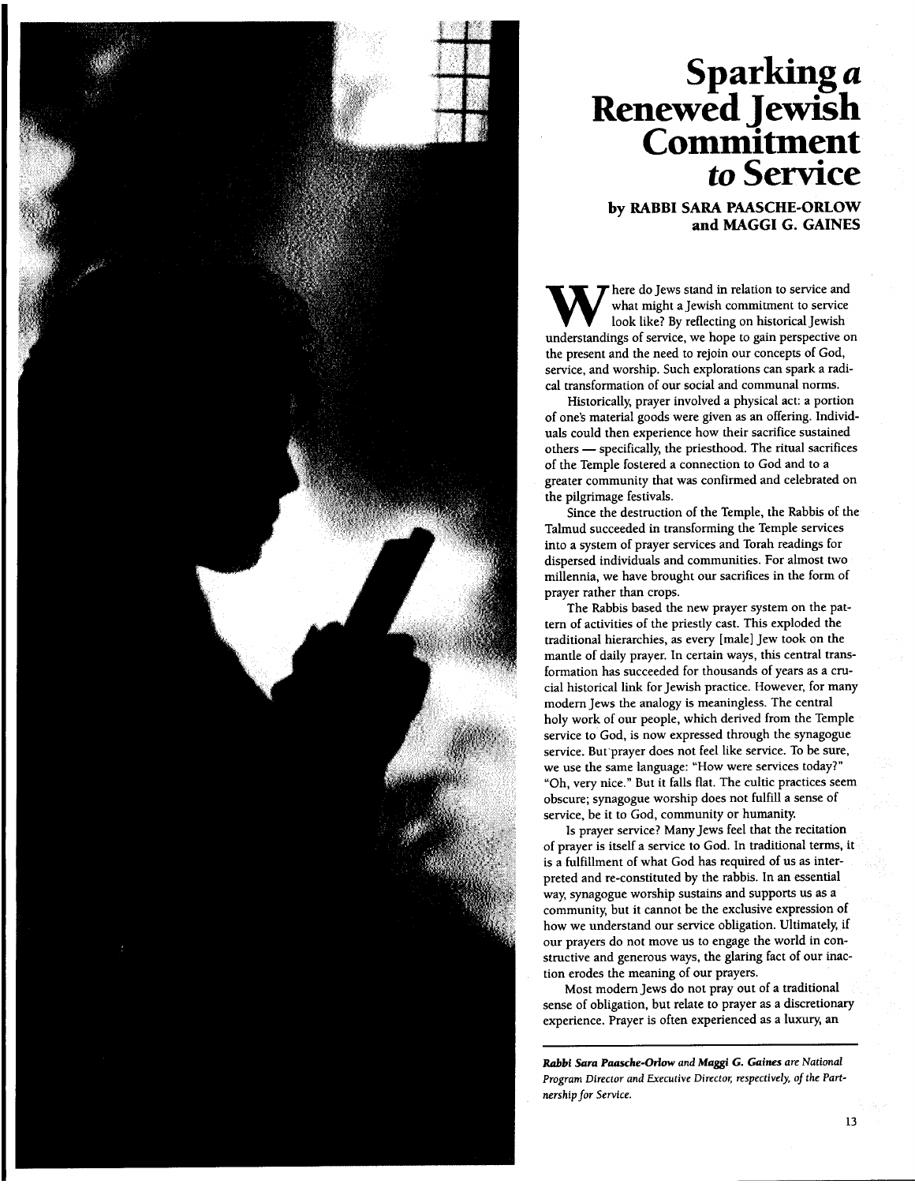# Sparking *a* Renewed Jewish Commitment *to* Service

**by RABBI SARA PAASCHE-ORLOW and MAGGI G. GAINES**

Where do Jews stand in relation to service and what might a Jewish commitment to service look like? By reflecting on historical Jewish understandings of service, we hope to gain perspective on the present and the need to rejoin our concepts of God, service, and worship. Such explorations can spark a radical transformation of our social and communal norms.

Historically, prayer involved a physical act: a portion of one's material goods were given as an offering. Individuals could then experience how their sacrifice sustained others — specifically, the priesthood. The ritual sacrifices of the Temple fostered a connection to God and to a greater community that was confirmed and celebrated on the pilgrimage festivals.

Since the destruction of the Temple, the Rabbis of the Talmud succeeded in transforming the Temple services into a system of prayer services and Torah readings for dispersed individuals and communities. For almost two millennia, we have brought our sacrifices in the form of prayer rather than crops.

The Rabbis based the new prayer system on the pattern of activities of the priestly cast. This exploded the traditional hierarchies, as every [male] Jew took on the mantle of daily prayer. In certain ways, this central transformation has succeeded for thousands of years as a crucial historical link for Jewish practice. However, for many modern Jews the analogy is meaningless. The central holy work of our people, which derived from the Temple service to God, is now expressed through the synagogue service. But prayer does not feel like service. To be sure, we use the same language: "How were services today?" "Oh, very nice." But it falls flat. The cultic practices seem obscure; synagogue worship does not fulfill a sense of service, be it to God, community or humanity.

Is prayer service? Many Jews feel that the recitation of prayer is itself a service to God. In traditional terms, it is a fulfillment of what God has required of us as interpreted and re-constituted by the rabbis. In an essential way, synagogue worship sustains and supports us as a community, but it cannot be the exclusive expression of how we understand our service obligation. Ultimately, if our prayers do not move us to engage the world in constructive and generous ways, the glaring fact of our inaction erodes the meaning of our prayers.

Most modern Jews do not pray out of a traditional sense of obligation, but relate to prayer as a discretionary experience. Prayer is often experienced as a luxury, an

---

***Rabbi Sara Paasche-Orlow** and **Maggi G. Gaines** are National Program Director and Executive Director, respectively, of the Partnership for Service.*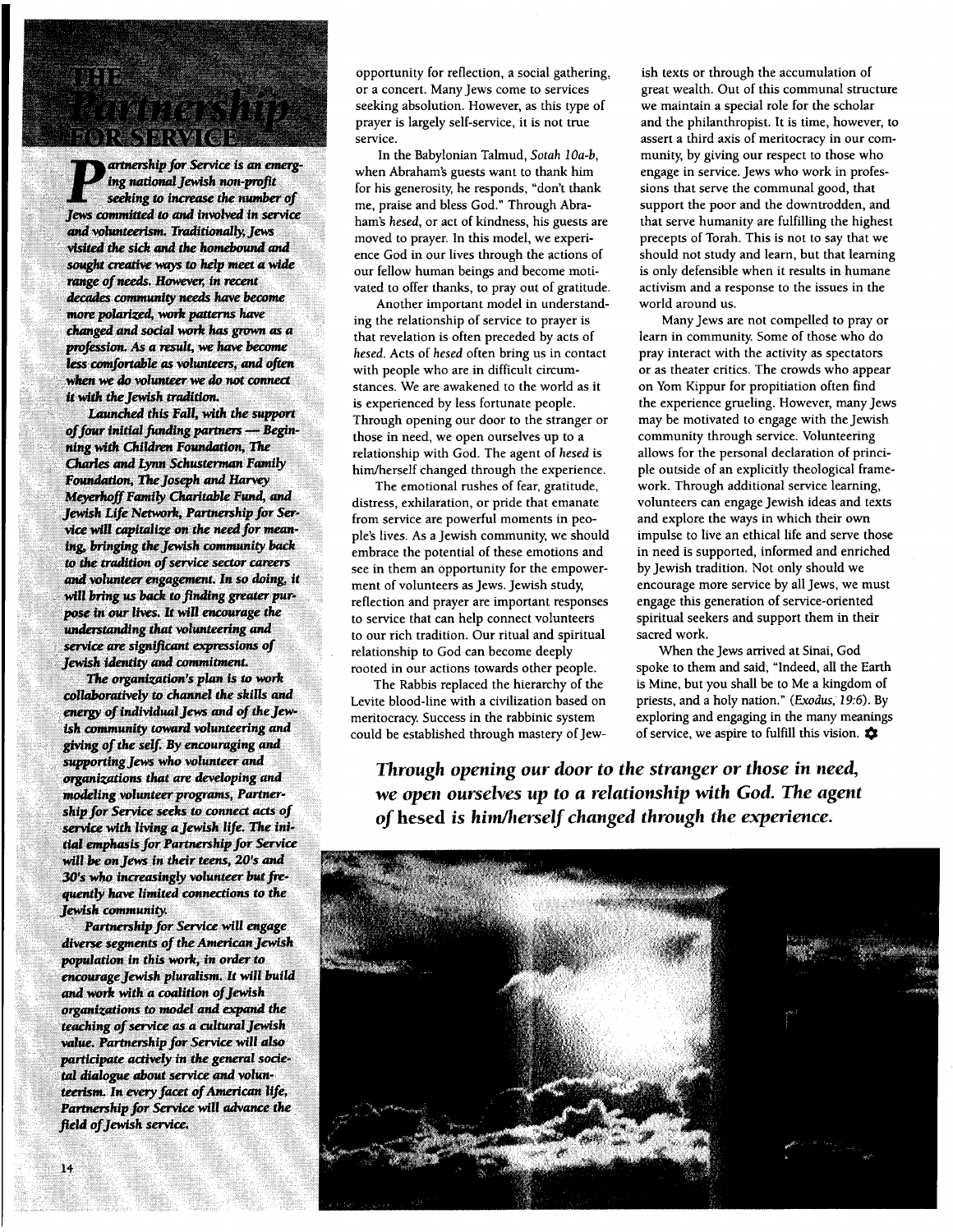# THE Partnership FOR SERVICE

***Partnership for Service is an emerging national Jewish non-profit seeking to increase the number of Jews committed to and involved in service and volunteerism. Traditionally, Jews visited the sick and the homebound and sought creative ways to help meet a wide range of needs. However, in recent decades community needs have become more polarized, work patterns have changed and social work has grown as a profession. As a result, we have become less comfortable as volunteers, and often when we do volunteer we do not connect it with the Jewish tradition.***

***Launched this Fall, with the support of four initial funding partners — Beginning with Children Foundation, The Charles and Lynn Schusterman Family Foundation, The Joseph and Harvey Meyerhoff Family Charitable Fund, and Jewish Life Network, Partnership for Service will capitalize on the need for meaning, bringing the Jewish community back to the tradition of service sector careers and volunteer engagement. In so doing, it will bring us back to finding greater purpose in our lives. It will encourage the understanding that volunteering and service are significant expressions of Jewish identity and commitment.***

***The organization's plan is to work collaboratively to channel the skills and energy of individual Jews and of the Jewish community toward volunteering and giving of the self. By encouraging and supporting Jews who volunteer and organizations that are developing and modeling volunteer programs, Partnership for Service seeks to connect acts of service with living a Jewish life. The initial emphasis for Partnership for Service will be on Jews in their teens, 20's and 30's who increasingly volunteer but frequently have limited connections to the Jewish community.***

***Partnership for Service will engage diverse segments of the American Jewish population in this work, in order to encourage Jewish pluralism. It will build and work with a coalition of Jewish organizations to model and expand the teaching of service as a cultural Jewish value. Partnership for Service will also participate actively in the general societal dialogue about service and volunteerism. In every facet of American life, Partnership for Service will advance the field of Jewish service.***

opportunity for reflection, a social gathering, or a concert. Many Jews come to services seeking absolution. However, as this type of prayer is largely self-service, it is not true service.

In the Babylonian Talmud, *Sotah 10a-b*, when Abraham's guests want to thank him for his generosity, he responds, "don't thank me, praise and bless God." Through Abraham's *hesed*, or act of kindness, his guests are moved to prayer. In this model, we experience God in our lives through the actions of our fellow human beings and become motivated to offer thanks, to pray out of gratitude.

Another important model in understanding the relationship of service to prayer is that revelation is often preceded by acts of *hesed*. Acts of *hesed* often bring us in contact with people who are in difficult circumstances. We are awakened to the world as it is experienced by less fortunate people. Through opening our door to the stranger or those in need, we open ourselves up to a relationship with God. The agent of *hesed* is him/herself changed through the experience.

The emotional rushes of fear, gratitude, distress, exhilaration, or pride that emanate from service are powerful moments in people's lives. As a Jewish community, we should embrace the potential of these emotions and see in them an opportunity for the empowerment of volunteers as Jews. Jewish study, reflection and prayer are important responses to service that can help connect volunteers to our rich tradition. Our ritual and spiritual relationship to God can become deeply rooted in our actions towards other people.

The Rabbis replaced the hierarchy of the Levite blood-line with a civilization based on meritocracy. Success in the rabbinic system could be established through mastery of Jewish texts or through the accumulation of great wealth. Out of this communal structure we maintain a special role for the scholar and the philanthropist. It is time, however, to assert a third axis of meritocracy in our community, by giving our respect to those who engage in service. Jews who work in professions that serve the communal good, that support the poor and the downtrodden, and that serve humanity are fulfilling the highest precepts of Torah. This is not to say that we should not study and learn, but that learning is only defensible when it results in humane activism and a response to the issues in the world around us.

Many Jews are not compelled to pray or learn in community. Some of those who do pray interact with the activity as spectators or as theater critics. The crowds who appear on Yom Kippur for propitiation often find the experience grueling. However, many Jews may be motivated to engage with the Jewish community through service. Volunteering allows for the personal declaration of principle outside of an explicitly theological framework. Through additional service learning, volunteers can engage Jewish ideas and texts and explore the ways in which their own impulse to live an ethical life and serve those in need is supported, informed and enriched by Jewish tradition. Not only should we encourage more service by all Jews, we must engage this generation of service-oriented spiritual seekers and support them in their sacred work.

When the Jews arrived at Sinai, God spoke to them and said, "Indeed, all the Earth is Mine, but you shall be to Me a kingdom of priests, and a holy nation." (*Exodus, 19:6*). By exploring and engaging in the many meanings of service, we aspire to fulfill this vision.

***Through opening our door to the stranger or those in need, we open ourselves up to a relationship with God. The agent of* hesed *is him/herself changed through the experience.***